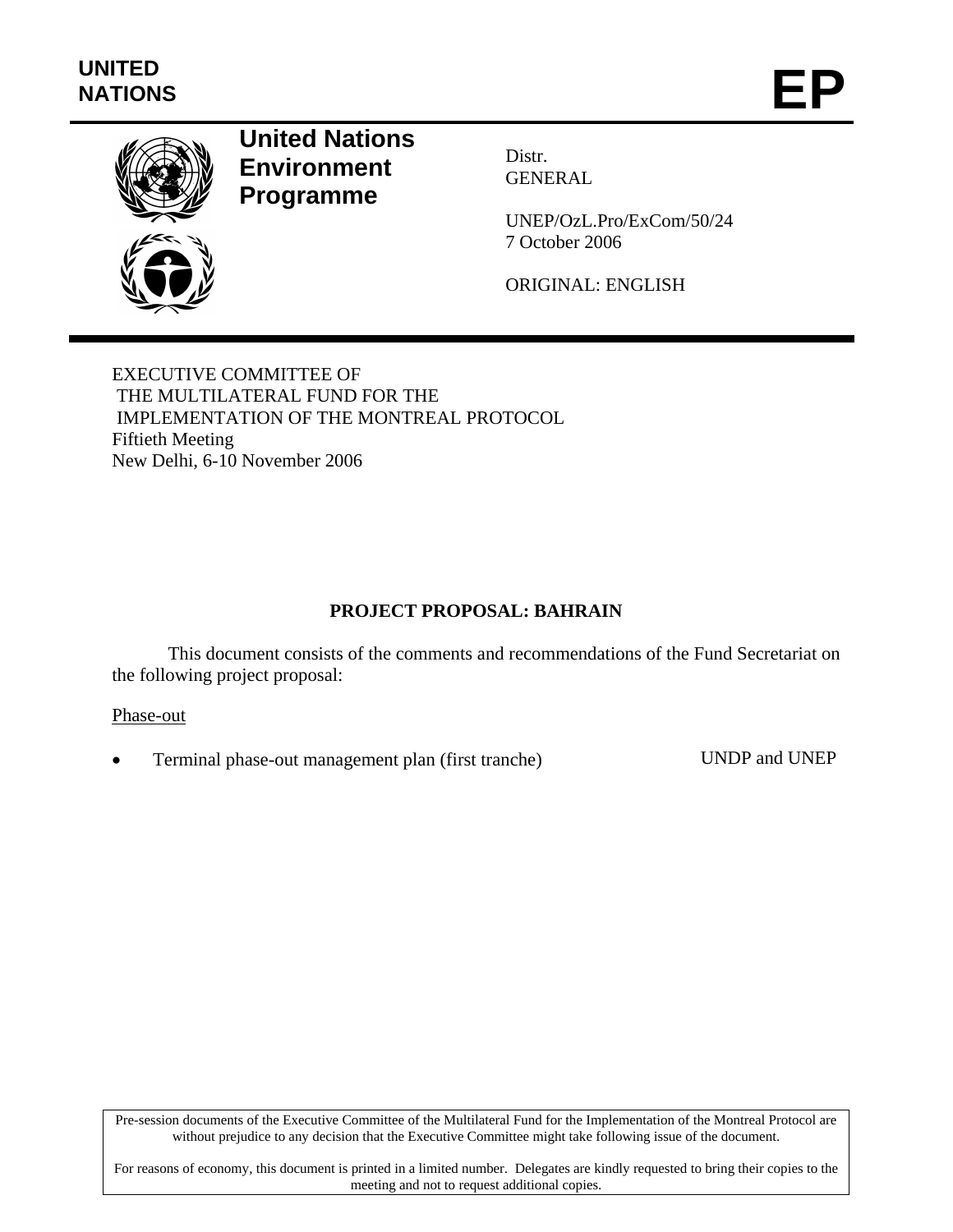**UNITED NATIONS**

# EP

## United Nations Environment Programme

Distr.
GENERAL

UNEP/OzL.Pro/ExCom/50/24
7 October 2006

ORIGINAL: ENGLISH

EXECUTIVE COMMITTEE OF
THE MULTILATERAL FUND FOR THE
IMPLEMENTATION OF THE MONTREAL PROTOCOL
Fiftieth Meeting
New Delhi, 6-10 November 2006

**PROJECT PROPOSAL: BAHRAIN**

This document consists of the comments and recommendations of the Fund Secretariat on the following project proposal:

Phase-out

- Terminal phase-out management plan (first tranche) UNDP and UNEP

Pre-session documents of the Executive Committee of the Multilateral Fund for the Implementation of the Montreal Protocol are without prejudice to any decision that the Executive Committee might take following issue of the document.

For reasons of economy, this document is printed in a limited number. Delegates are kindly requested to bring their copies to the meeting and not to request additional copies.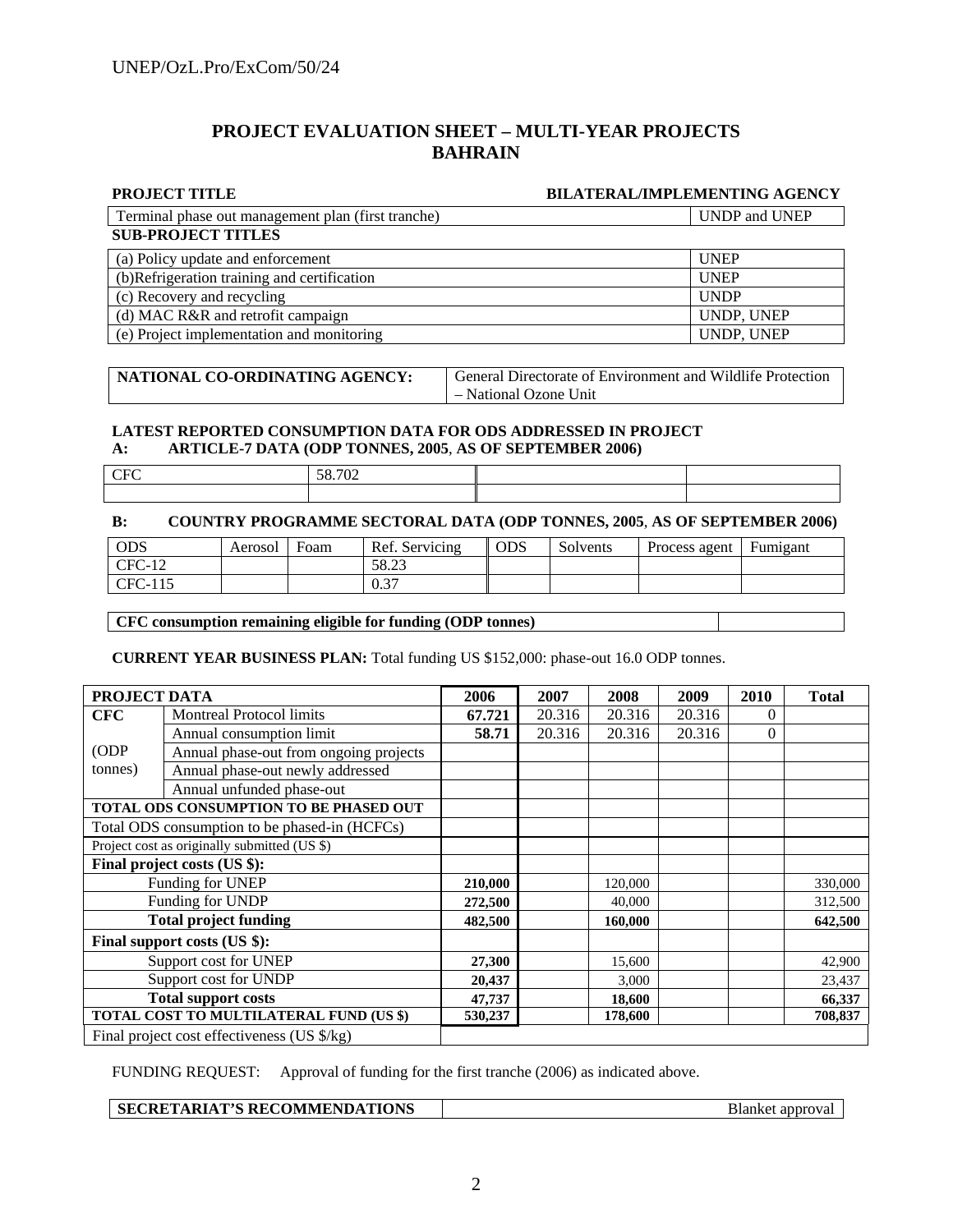# PROJECT EVALUATION SHEET – MULTI-YEAR PROJECTS
## BAHRAIN

| PROJECT TITLE | BILATERAL/IMPLEMENTING AGENCY |
|---|---|
| Terminal phase out management plan (first tranche) | UNDP and UNEP |

**SUB-PROJECT TITLES**

| | |
|---|---|
| (a) Policy update and enforcement | UNEP |
| (b)Refrigeration training and certification | UNEP |
| (c) Recovery and recycling | UNDP |
| (d) MAC R&R and retrofit campaign | UNDP, UNEP |
| (e) Project implementation and monitoring | UNDP, UNEP |

| | |
|---|---|
| **NATIONAL CO-ORDINATING AGENCY:** | General Directorate of Environment and Wildlife Protection – National Ozone Unit |

**LATEST REPORTED CONSUMPTION DATA FOR ODS ADDRESSED IN PROJECT**

**A: ARTICLE-7 DATA (ODP TONNES, 2005, AS OF SEPTEMBER 2006)**

| | | | |
|---|---|---|---|
| CFC | 58.702 | | |
| | | | |

**B: COUNTRY PROGRAMME SECTORAL DATA (ODP TONNES, 2005, AS OF SEPTEMBER 2006)**

| ODS | Aerosol | Foam | Ref. Servicing | ODS | Solvents | Process agent | Fumigant |
|---|---|---|---|---|---|---|---|
| CFC-12 | | | 58.23 | | | | |
| CFC-115 | | | 0.37 | | | | |

| | |
|---|---|
| **CFC consumption remaining eligible for funding (ODP tonnes)** | |

**CURRENT YEAR BUSINESS PLAN:** Total funding US $152,000: phase-out 16.0 ODP tonnes.

| **PROJECT DATA** | | **2006** | **2007** | **2008** | **2009** | **2010** | **Total** |
|---|---|---|---|---|---|---|---|
| **CFC** | Montreal Protocol limits | **67.721** | 20.316 | 20.316 | 20.316 | 0 | |
| | Annual consumption limit | **58.71** | 20.316 | 20.316 | 20.316 | 0 | |
| (ODP | Annual phase-out from ongoing projects | | | | | | |
| tonnes) | Annual phase-out newly addressed | | | | | | |
| | Annual unfunded phase-out | | | | | | |
| **TOTAL ODS CONSUMPTION TO BE PHASED OUT** | | | | | | | |
| Total ODS consumption to be phased-in (HCFCs) | | | | | | | |
| Project cost as originally submitted (US $) | | | | | | | |
| **Final project costs (US $):** | | | | | | | |
| Funding for UNEP | | **210,000** | | 120,000 | | | 330,000 |
| Funding for UNDP | | **272,500** | | 40,000 | | | 312,500 |
| **Total project funding** | | **482,500** | | **160,000** | | | **642,500** |
| **Final support costs (US $):** | | | | | | | |
| Support cost for UNEP | | **27,300** | | 15,600 | | | 42,900 |
| Support cost for UNDP | | **20,437** | | 3,000 | | | 23,437 |
| **Total support costs** | | **47,737** | | **18,600** | | | **66,337** |
| **TOTAL COST TO MULTILATERAL FUND (US $)** | | **530,237** | | **178,600** | | | **708,837** |
| Final project cost effectiveness (US $/kg) | | | | | | | |

FUNDING REQUEST: Approval of funding for the first tranche (2006) as indicated above.

| | |
|---|---|
| **SECRETARIAT'S RECOMMENDATIONS** | Blanket approval |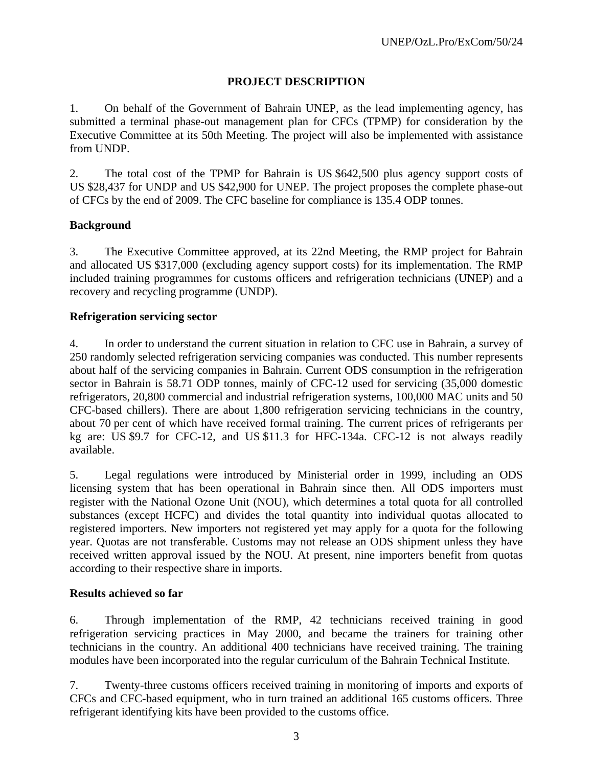## PROJECT DESCRIPTION

1. On behalf of the Government of Bahrain UNEP, as the lead implementing agency, has submitted a terminal phase-out management plan for CFCs (TPMP) for consideration by the Executive Committee at its 50th Meeting. The project will also be implemented with assistance from UNDP.

2. The total cost of the TPMP for Bahrain is US $642,500 plus agency support costs of US $28,437 for UNDP and US $42,900 for UNEP. The project proposes the complete phase-out of CFCs by the end of 2009. The CFC baseline for compliance is 135.4 ODP tonnes.

### Background

3. The Executive Committee approved, at its 22nd Meeting, the RMP project for Bahrain and allocated US $317,000 (excluding agency support costs) for its implementation. The RMP included training programmes for customs officers and refrigeration technicians (UNEP) and a recovery and recycling programme (UNDP).

### Refrigeration servicing sector

4. In order to understand the current situation in relation to CFC use in Bahrain, a survey of 250 randomly selected refrigeration servicing companies was conducted. This number represents about half of the servicing companies in Bahrain. Current ODS consumption in the refrigeration sector in Bahrain is 58.71 ODP tonnes, mainly of CFC-12 used for servicing (35,000 domestic refrigerators, 20,800 commercial and industrial refrigeration systems, 100,000 MAC units and 50 CFC-based chillers). There are about 1,800 refrigeration servicing technicians in the country, about 70 per cent of which have received formal training. The current prices of refrigerants per kg are: US $9.7 for CFC-12, and US $11.3 for HFC-134a. CFC-12 is not always readily available.

5. Legal regulations were introduced by Ministerial order in 1999, including an ODS licensing system that has been operational in Bahrain since then. All ODS importers must register with the National Ozone Unit (NOU), which determines a total quota for all controlled substances (except HCFC) and divides the total quantity into individual quotas allocated to registered importers. New importers not registered yet may apply for a quota for the following year. Quotas are not transferable. Customs may not release an ODS shipment unless they have received written approval issued by the NOU. At present, nine importers benefit from quotas according to their respective share in imports.

### Results achieved so far

6. Through implementation of the RMP, 42 technicians received training in good refrigeration servicing practices in May 2000, and became the trainers for training other technicians in the country. An additional 400 technicians have received training. The training modules have been incorporated into the regular curriculum of the Bahrain Technical Institute.

7. Twenty-three customs officers received training in monitoring of imports and exports of CFCs and CFC-based equipment, who in turn trained an additional 165 customs officers. Three refrigerant identifying kits have been provided to the customs office.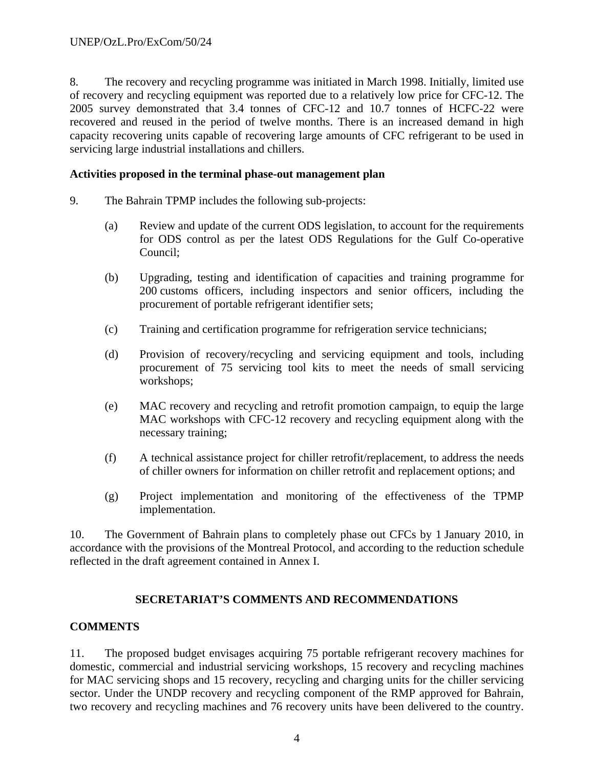8. The recovery and recycling programme was initiated in March 1998. Initially, limited use of recovery and recycling equipment was reported due to a relatively low price for CFC-12. The 2005 survey demonstrated that 3.4 tonnes of CFC-12 and 10.7 tonnes of HCFC-22 were recovered and reused in the period of twelve months. There is an increased demand in high capacity recovering units capable of recovering large amounts of CFC refrigerant to be used in servicing large industrial installations and chillers.

**Activities proposed in the terminal phase-out management plan**

9. The Bahrain TPMP includes the following sub-projects:

(a) Review and update of the current ODS legislation, to account for the requirements for ODS control as per the latest ODS Regulations for the Gulf Co-operative Council;

(b) Upgrading, testing and identification of capacities and training programme for 200 customs officers, including inspectors and senior officers, including the procurement of portable refrigerant identifier sets;

(c) Training and certification programme for refrigeration service technicians;

(d) Provision of recovery/recycling and servicing equipment and tools, including procurement of 75 servicing tool kits to meet the needs of small servicing workshops;

(e) MAC recovery and recycling and retrofit promotion campaign, to equip the large MAC workshops with CFC-12 recovery and recycling equipment along with the necessary training;

(f) A technical assistance project for chiller retrofit/replacement, to address the needs of chiller owners for information on chiller retrofit and replacement options; and

(g) Project implementation and monitoring of the effectiveness of the TPMP implementation.

10. The Government of Bahrain plans to completely phase out CFCs by 1 January 2010, in accordance with the provisions of the Montreal Protocol, and according to the reduction schedule reflected in the draft agreement contained in Annex I.

## SECRETARIAT'S COMMENTS AND RECOMMENDATIONS

**COMMENTS**

11. The proposed budget envisages acquiring 75 portable refrigerant recovery machines for domestic, commercial and industrial servicing workshops, 15 recovery and recycling machines for MAC servicing shops and 15 recovery, recycling and charging units for the chiller servicing sector. Under the UNDP recovery and recycling component of the RMP approved for Bahrain, two recovery and recycling machines and 76 recovery units have been delivered to the country.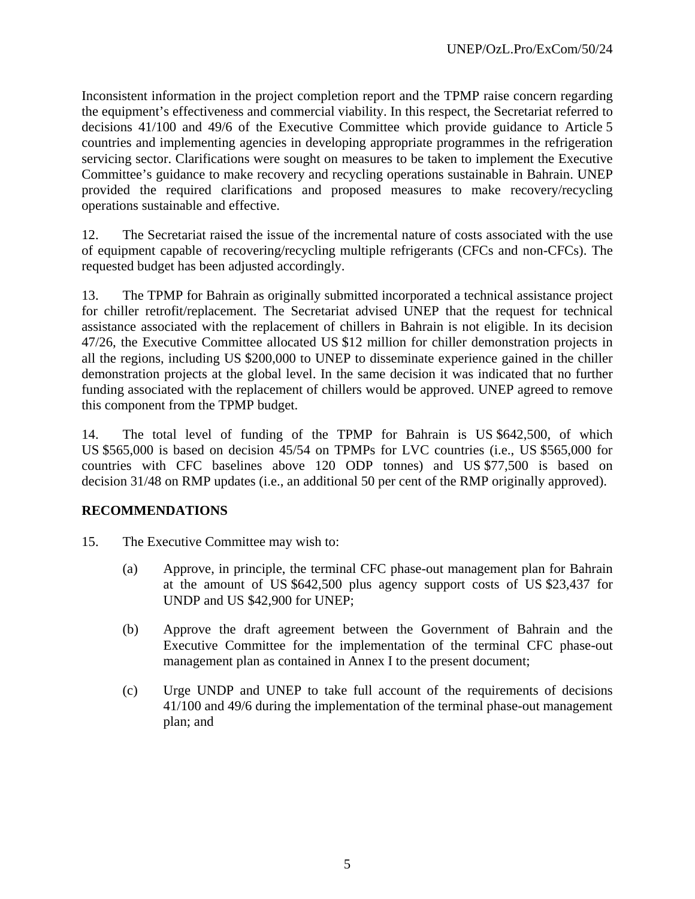Inconsistent information in the project completion report and the TPMP raise concern regarding the equipment's effectiveness and commercial viability. In this respect, the Secretariat referred to decisions 41/100 and 49/6 of the Executive Committee which provide guidance to Article 5 countries and implementing agencies in developing appropriate programmes in the refrigeration servicing sector. Clarifications were sought on measures to be taken to implement the Executive Committee's guidance to make recovery and recycling operations sustainable in Bahrain. UNEP provided the required clarifications and proposed measures to make recovery/recycling operations sustainable and effective.

12. The Secretariat raised the issue of the incremental nature of costs associated with the use of equipment capable of recovering/recycling multiple refrigerants (CFCs and non-CFCs). The requested budget has been adjusted accordingly.

13. The TPMP for Bahrain as originally submitted incorporated a technical assistance project for chiller retrofit/replacement. The Secretariat advised UNEP that the request for technical assistance associated with the replacement of chillers in Bahrain is not eligible. In its decision 47/26, the Executive Committee allocated US $12 million for chiller demonstration projects in all the regions, including US $200,000 to UNEP to disseminate experience gained in the chiller demonstration projects at the global level. In the same decision it was indicated that no further funding associated with the replacement of chillers would be approved. UNEP agreed to remove this component from the TPMP budget.

14. The total level of funding of the TPMP for Bahrain is US $642,500, of which US $565,000 is based on decision 45/54 on TPMPs for LVC countries (i.e., US $565,000 for countries with CFC baselines above 120 ODP tonnes) and US $77,500 is based on decision 31/48 on RMP updates (i.e., an additional 50 per cent of the RMP originally approved).

**RECOMMENDATIONS**

15. The Executive Committee may wish to:

(a) Approve, in principle, the terminal CFC phase-out management plan for Bahrain at the amount of US $642,500 plus agency support costs of US $23,437 for UNDP and US $42,900 for UNEP;

(b) Approve the draft agreement between the Government of Bahrain and the Executive Committee for the implementation of the terminal CFC phase-out management plan as contained in Annex I to the present document;

(c) Urge UNDP and UNEP to take full account of the requirements of decisions 41/100 and 49/6 during the implementation of the terminal phase-out management plan; and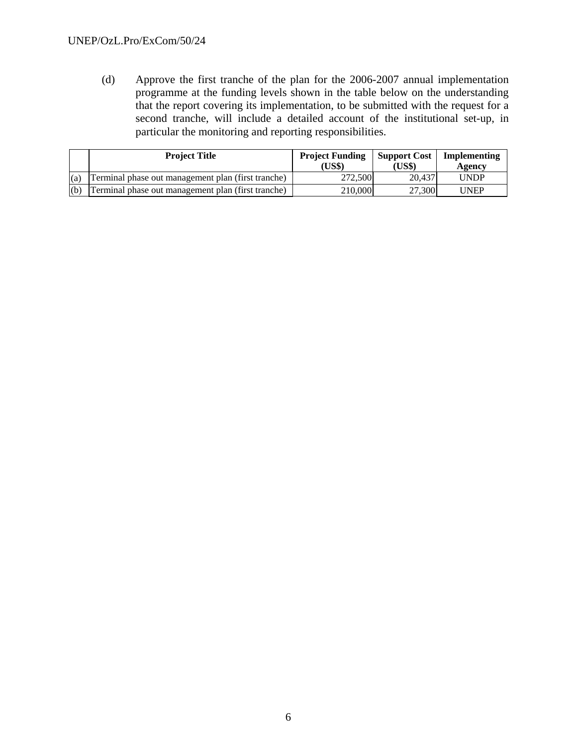(d) Approve the first tranche of the plan for the 2006-2007 annual implementation programme at the funding levels shown in the table below on the understanding that the report covering its implementation, to be submitted with the request for a second tranche, will include a detailed account of the institutional set-up, in particular the monitoring and reporting responsibilities.

| | Project Title | Project Funding (US$) | Support Cost (US$) | Implementing Agency |
|---|---|---|---|---|
| (a) | Terminal phase out management plan (first tranche) | 272,500 | 20,437 | UNDP |
| (b) | Terminal phase out management plan (first tranche) | 210,000 | 27,300 | UNEP |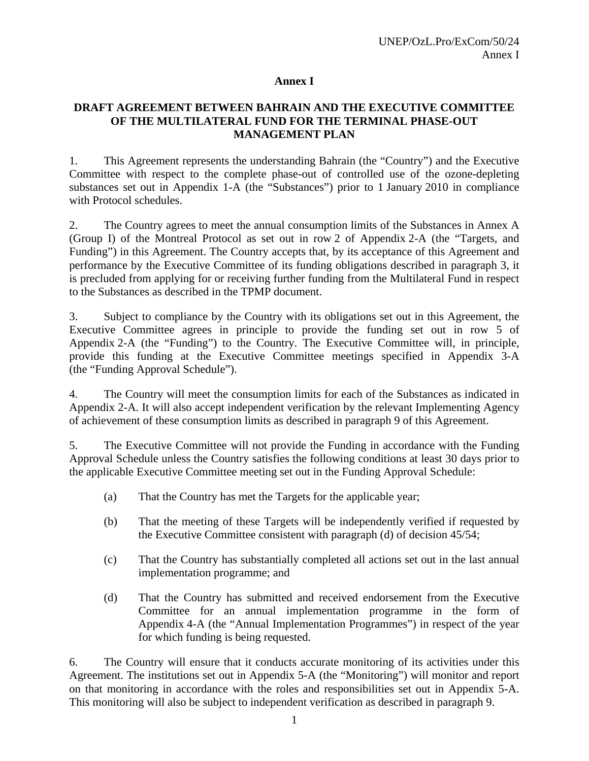# Annex I

## DRAFT AGREEMENT BETWEEN BAHRAIN AND THE EXECUTIVE COMMITTEE OF THE MULTILATERAL FUND FOR THE TERMINAL PHASE-OUT MANAGEMENT PLAN

1. This Agreement represents the understanding Bahrain (the "Country") and the Executive Committee with respect to the complete phase-out of controlled use of the ozone-depleting substances set out in Appendix 1-A (the "Substances") prior to 1 January 2010 in compliance with Protocol schedules.

2. The Country agrees to meet the annual consumption limits of the Substances in Annex A (Group I) of the Montreal Protocol as set out in row 2 of Appendix 2-A (the "Targets, and Funding") in this Agreement. The Country accepts that, by its acceptance of this Agreement and performance by the Executive Committee of its funding obligations described in paragraph 3, it is precluded from applying for or receiving further funding from the Multilateral Fund in respect to the Substances as described in the TPMP document.

3. Subject to compliance by the Country with its obligations set out in this Agreement, the Executive Committee agrees in principle to provide the funding set out in row 5 of Appendix 2-A (the "Funding") to the Country. The Executive Committee will, in principle, provide this funding at the Executive Committee meetings specified in Appendix 3-A (the "Funding Approval Schedule").

4. The Country will meet the consumption limits for each of the Substances as indicated in Appendix 2-A. It will also accept independent verification by the relevant Implementing Agency of achievement of these consumption limits as described in paragraph 9 of this Agreement.

5. The Executive Committee will not provide the Funding in accordance with the Funding Approval Schedule unless the Country satisfies the following conditions at least 30 days prior to the applicable Executive Committee meeting set out in the Funding Approval Schedule:

   (a) That the Country has met the Targets for the applicable year;

   (b) That the meeting of these Targets will be independently verified if requested by the Executive Committee consistent with paragraph (d) of decision 45/54;

   (c) That the Country has substantially completed all actions set out in the last annual implementation programme; and

   (d) That the Country has submitted and received endorsement from the Executive Committee for an annual implementation programme in the form of Appendix 4-A (the "Annual Implementation Programmes") in respect of the year for which funding is being requested.

6. The Country will ensure that it conducts accurate monitoring of its activities under this Agreement. The institutions set out in Appendix 5-A (the "Monitoring") will monitor and report on that monitoring in accordance with the roles and responsibilities set out in Appendix 5-A. This monitoring will also be subject to independent verification as described in paragraph 9.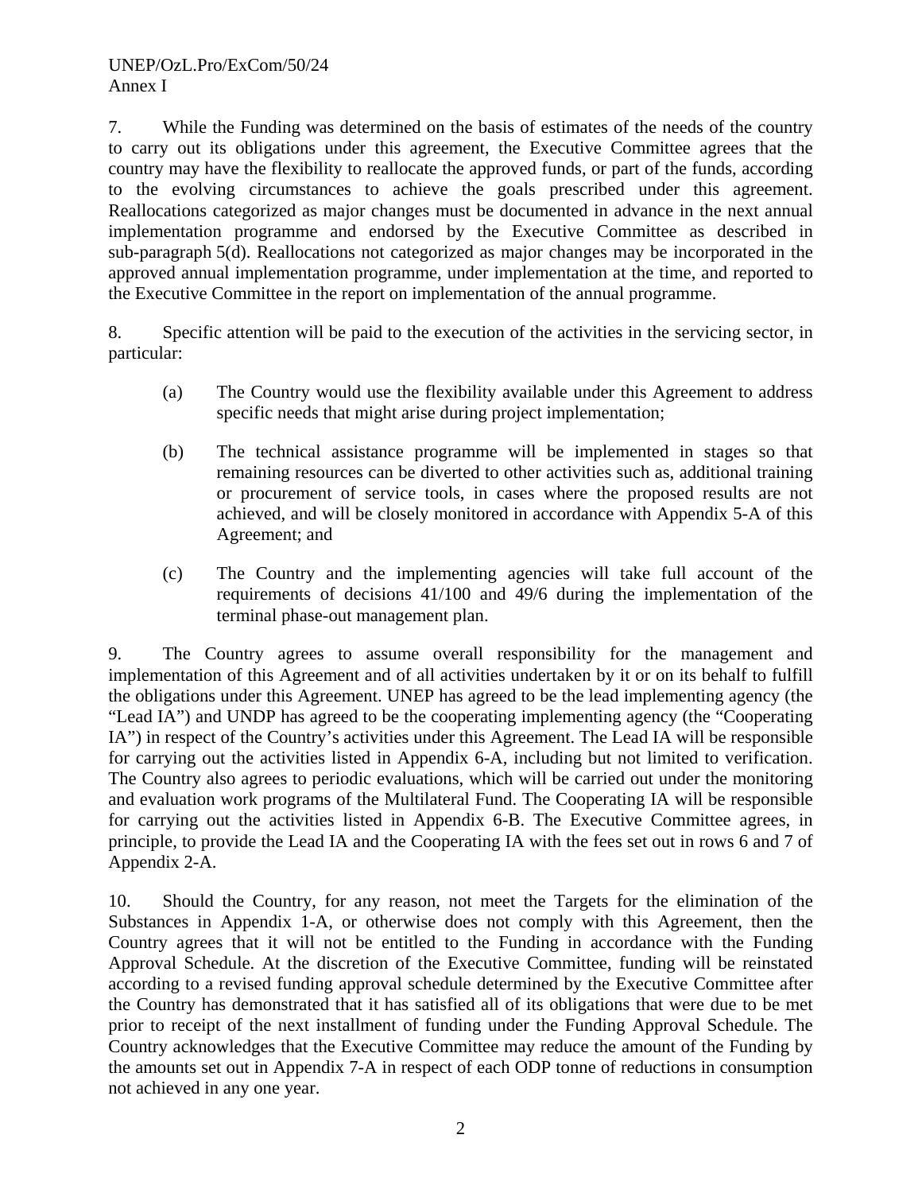7. While the Funding was determined on the basis of estimates of the needs of the country to carry out its obligations under this agreement, the Executive Committee agrees that the country may have the flexibility to reallocate the approved funds, or part of the funds, according to the evolving circumstances to achieve the goals prescribed under this agreement. Reallocations categorized as major changes must be documented in advance in the next annual implementation programme and endorsed by the Executive Committee as described in sub-paragraph 5(d). Reallocations not categorized as major changes may be incorporated in the approved annual implementation programme, under implementation at the time, and reported to the Executive Committee in the report on implementation of the annual programme.

8. Specific attention will be paid to the execution of the activities in the servicing sector, in particular:

(a) The Country would use the flexibility available under this Agreement to address specific needs that might arise during project implementation;

(b) The technical assistance programme will be implemented in stages so that remaining resources can be diverted to other activities such as, additional training or procurement of service tools, in cases where the proposed results are not achieved, and will be closely monitored in accordance with Appendix 5-A of this Agreement; and

(c) The Country and the implementing agencies will take full account of the requirements of decisions 41/100 and 49/6 during the implementation of the terminal phase-out management plan.

9. The Country agrees to assume overall responsibility for the management and implementation of this Agreement and of all activities undertaken by it or on its behalf to fulfill the obligations under this Agreement. UNEP has agreed to be the lead implementing agency (the "Lead IA") and UNDP has agreed to be the cooperating implementing agency (the "Cooperating IA") in respect of the Country's activities under this Agreement. The Lead IA will be responsible for carrying out the activities listed in Appendix 6-A, including but not limited to verification. The Country also agrees to periodic evaluations, which will be carried out under the monitoring and evaluation work programs of the Multilateral Fund. The Cooperating IA will be responsible for carrying out the activities listed in Appendix 6-B. The Executive Committee agrees, in principle, to provide the Lead IA and the Cooperating IA with the fees set out in rows 6 and 7 of Appendix 2-A.

10. Should the Country, for any reason, not meet the Targets for the elimination of the Substances in Appendix 1-A, or otherwise does not comply with this Agreement, then the Country agrees that it will not be entitled to the Funding in accordance with the Funding Approval Schedule. At the discretion of the Executive Committee, funding will be reinstated according to a revised funding approval schedule determined by the Executive Committee after the Country has demonstrated that it has satisfied all of its obligations that were due to be met prior to receipt of the next installment of funding under the Funding Approval Schedule. The Country acknowledges that the Executive Committee may reduce the amount of the Funding by the amounts set out in Appendix 7-A in respect of each ODP tonne of reductions in consumption not achieved in any one year.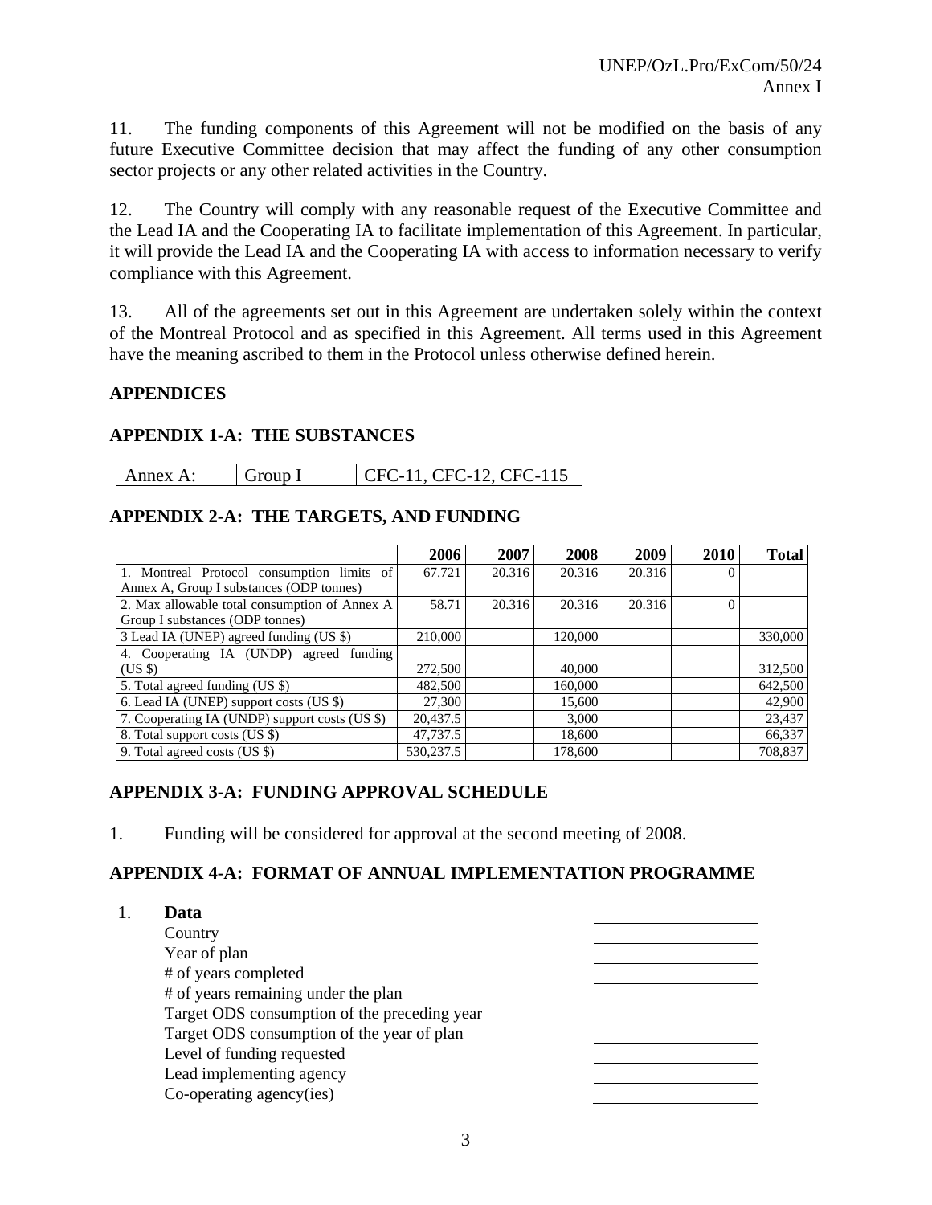11. The funding components of this Agreement will not be modified on the basis of any future Executive Committee decision that may affect the funding of any other consumption sector projects or any other related activities in the Country.

12. The Country will comply with any reasonable request of the Executive Committee and the Lead IA and the Cooperating IA to facilitate implementation of this Agreement. In particular, it will provide the Lead IA and the Cooperating IA with access to information necessary to verify compliance with this Agreement.

13. All of the agreements set out in this Agreement are undertaken solely within the context of the Montreal Protocol and as specified in this Agreement. All terms used in this Agreement have the meaning ascribed to them in the Protocol unless otherwise defined herein.

## APPENDICES

### APPENDIX 1-A: THE SUBSTANCES

| Annex A: | Group I | CFC-11, CFC-12, CFC-115 |
|---|---|---|

### APPENDIX 2-A: THE TARGETS, AND FUNDING

| | 2006 | 2007 | 2008 | 2009 | 2010 | Total |
|---|---|---|---|---|---|---|
| 1. Montreal Protocol consumption limits of Annex A, Group I substances (ODP tonnes) | 67.721 | 20.316 | 20.316 | 20.316 | 0 | |
| 2. Max allowable total consumption of Annex A Group I substances (ODP tonnes) | 58.71 | 20.316 | 20.316 | 20.316 | 0 | |
| 3 Lead IA (UNEP) agreed funding (US $) | 210,000 | | 120,000 | | | 330,000 |
| 4. Cooperating IA (UNDP) agreed funding (US $) | 272,500 | | 40,000 | | | 312,500 |
| 5. Total agreed funding (US $) | 482,500 | | 160,000 | | | 642,500 |
| 6. Lead IA (UNEP) support costs (US $) | 27,300 | | 15,600 | | | 42,900 |
| 7. Cooperating IA (UNDP) support costs (US $) | 20,437.5 | | 3,000 | | | 23,437 |
| 8. Total support costs (US $) | 47,737.5 | | 18,600 | | | 66,337 |
| 9. Total agreed costs (US $) | 530,237.5 | | 178,600 | | | 708,837 |

### APPENDIX 3-A: FUNDING APPROVAL SCHEDULE

1. Funding will be considered for approval at the second meeting of 2008.

### APPENDIX 4-A: FORMAT OF ANNUAL IMPLEMENTATION PROGRAMME

1. **Data**
   - Country \_\_\_\_\_\_\_\_\_\_\_\_\_\_\_\_
   - Year of plan \_\_\_\_\_\_\_\_\_\_\_\_\_\_\_\_
   - # of years completed \_\_\_\_\_\_\_\_\_\_\_\_\_\_\_\_
   - # of years remaining under the plan \_\_\_\_\_\_\_\_\_\_\_\_\_\_\_\_
   - Target ODS consumption of the preceding year \_\_\_\_\_\_\_\_\_\_\_\_\_\_\_\_
   - Target ODS consumption of the year of plan \_\_\_\_\_\_\_\_\_\_\_\_\_\_\_\_
   - Level of funding requested \_\_\_\_\_\_\_\_\_\_\_\_\_\_\_\_
   - Lead implementing agency \_\_\_\_\_\_\_\_\_\_\_\_\_\_\_\_
   - Co-operating agency(ies) \_\_\_\_\_\_\_\_\_\_\_\_\_\_\_\_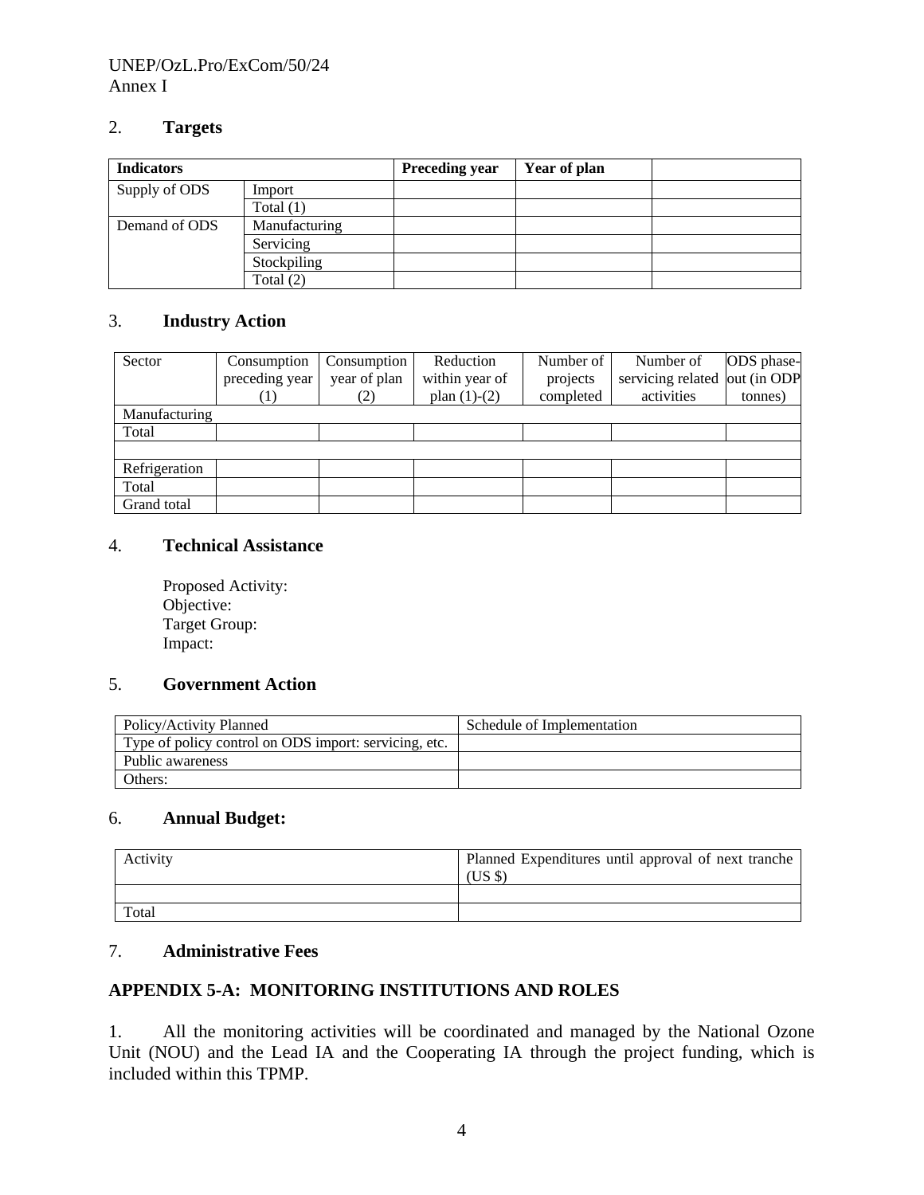## 2. **Targets**

| Indicators | | Preceding year | Year of plan | |
|---|---|---|---|---|
| Supply of ODS | Import | | | |
| | Total (1) | | | |
| Demand of ODS | Manufacturing | | | |
| | Servicing | | | |
| | Stockpiling | | | |
| | Total (2) | | | |

## 3. **Industry Action**

| Sector | Consumption preceding year (1) | Consumption year of plan (2) | Reduction within year of plan (1)-(2) | Number of projects completed | Number of servicing related activities | ODS phase-out (in ODP tonnes) |
|---|---|---|---|---|---|---|
| Manufacturing | | | | | | |
| Total | | | | | | |
| | | | | | | |
| Refrigeration | | | | | | |
| Total | | | | | | |
| Grand total | | | | | | |

## 4. **Technical Assistance**

Proposed Activity:
Objective:
Target Group:
Impact:

## 5. **Government Action**

| Policy/Activity Planned | Schedule of Implementation |
|---|---|
| Type of policy control on ODS import: servicing, etc. | |
| Public awareness | |
| Others: | |

## 6. **Annual Budget:**

| Activity | Planned Expenditures until approval of next tranche (US $) |
|---|---|
| | |
| Total | |

## 7. **Administrative Fees**

## APPENDIX 5-A: MONITORING INSTITUTIONS AND ROLES

1. All the monitoring activities will be coordinated and managed by the National Ozone Unit (NOU) and the Lead IA and the Cooperating IA through the project funding, which is included within this TPMP.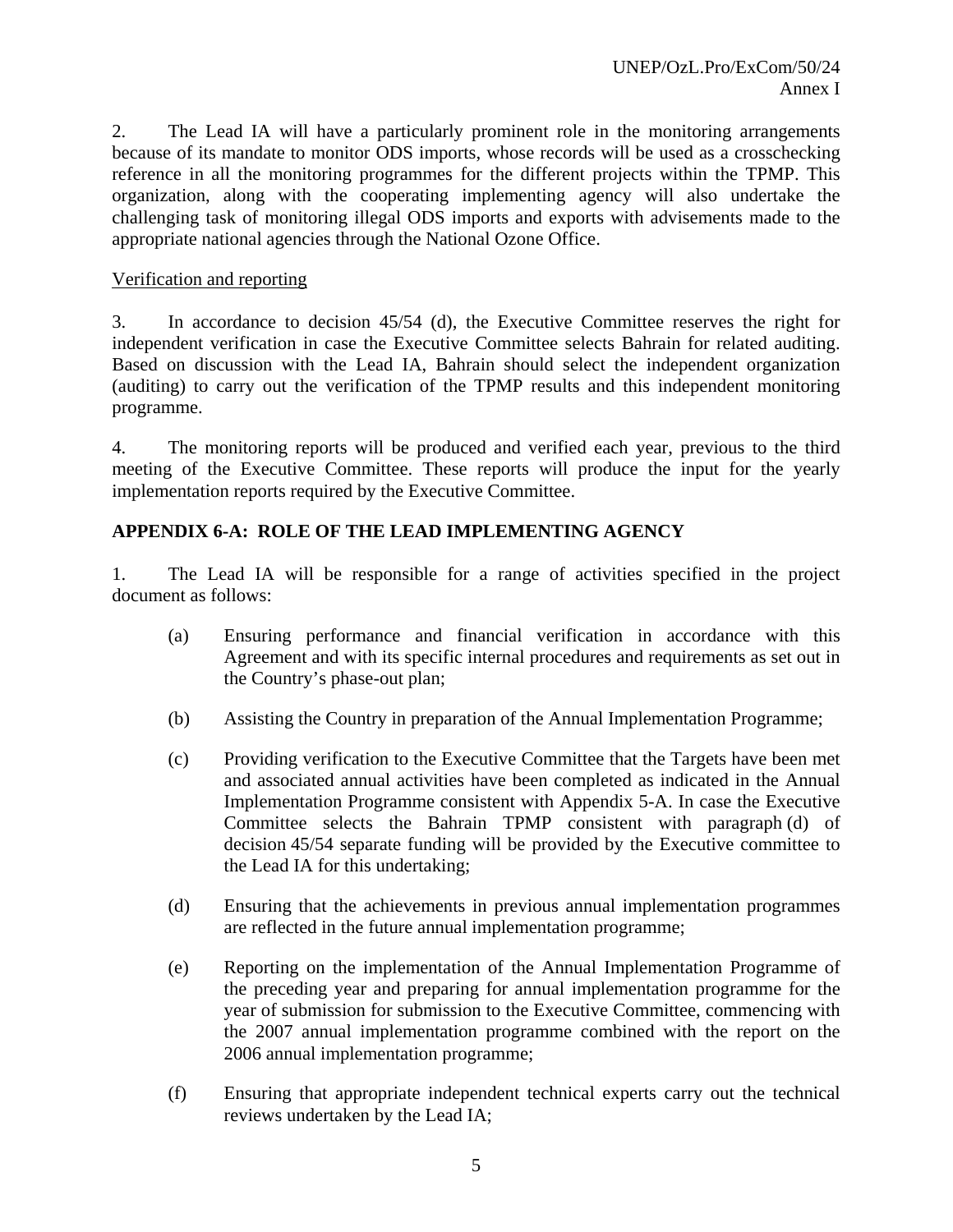2. The Lead IA will have a particularly prominent role in the monitoring arrangements because of its mandate to monitor ODS imports, whose records will be used as a crosschecking reference in all the monitoring programmes for the different projects within the TPMP. This organization, along with the cooperating implementing agency will also undertake the challenging task of monitoring illegal ODS imports and exports with advisements made to the appropriate national agencies through the National Ozone Office.

Verification and reporting

3. In accordance to decision 45/54 (d), the Executive Committee reserves the right for independent verification in case the Executive Committee selects Bahrain for related auditing. Based on discussion with the Lead IA, Bahrain should select the independent organization (auditing) to carry out the verification of the TPMP results and this independent monitoring programme.

4. The monitoring reports will be produced and verified each year, previous to the third meeting of the Executive Committee. These reports will produce the input for the yearly implementation reports required by the Executive Committee.

**APPENDIX 6-A: ROLE OF THE LEAD IMPLEMENTING AGENCY**

1. The Lead IA will be responsible for a range of activities specified in the project document as follows:

(a) Ensuring performance and financial verification in accordance with this Agreement and with its specific internal procedures and requirements as set out in the Country's phase-out plan;

(b) Assisting the Country in preparation of the Annual Implementation Programme;

(c) Providing verification to the Executive Committee that the Targets have been met and associated annual activities have been completed as indicated in the Annual Implementation Programme consistent with Appendix 5-A. In case the Executive Committee selects the Bahrain TPMP consistent with paragraph (d) of decision 45/54 separate funding will be provided by the Executive committee to the Lead IA for this undertaking;

(d) Ensuring that the achievements in previous annual implementation programmes are reflected in the future annual implementation programme;

(e) Reporting on the implementation of the Annual Implementation Programme of the preceding year and preparing for annual implementation programme for the year of submission for submission to the Executive Committee, commencing with the 2007 annual implementation programme combined with the report on the 2006 annual implementation programme;

(f) Ensuring that appropriate independent technical experts carry out the technical reviews undertaken by the Lead IA;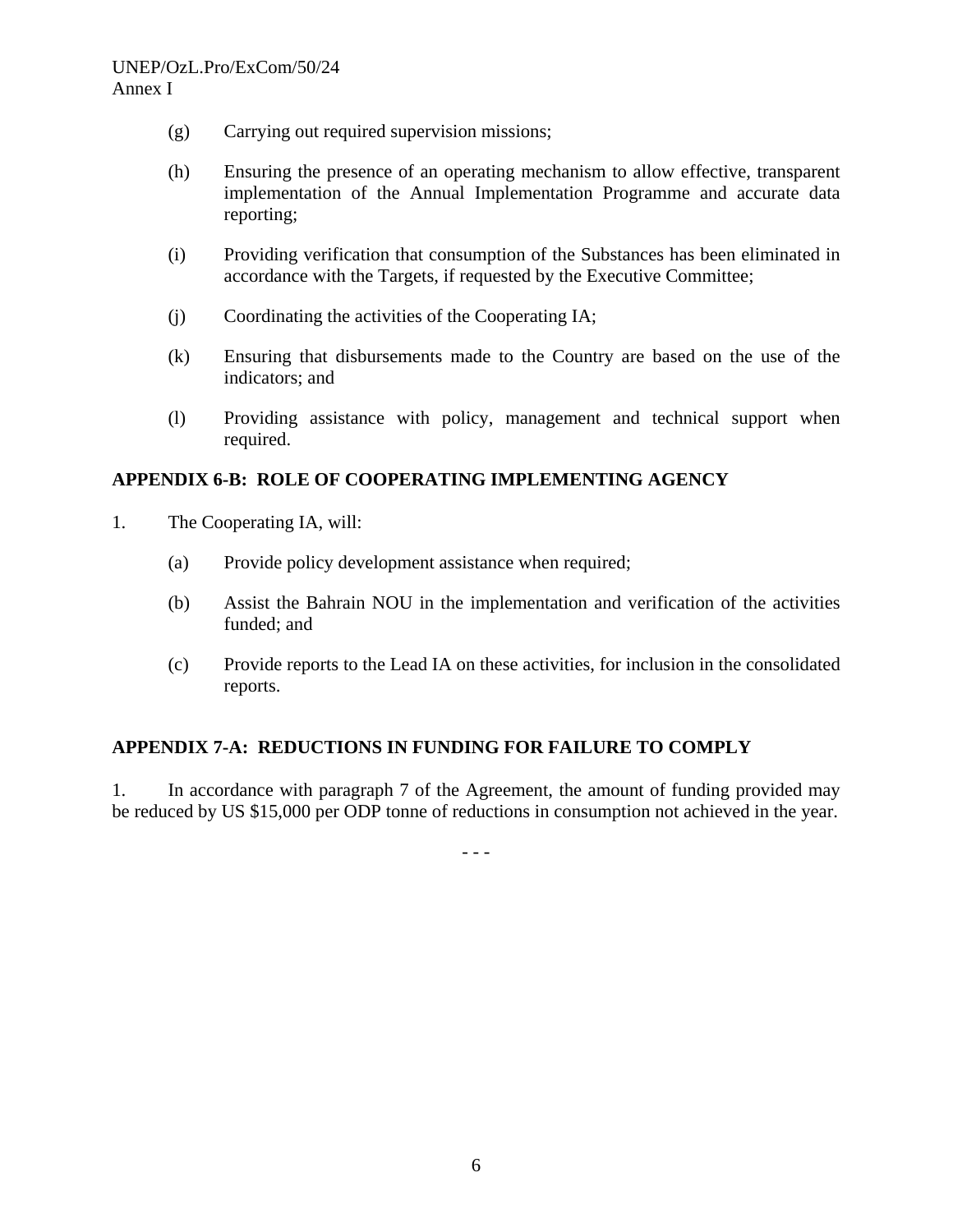(g) Carrying out required supervision missions;

(h) Ensuring the presence of an operating mechanism to allow effective, transparent implementation of the Annual Implementation Programme and accurate data reporting;

(i) Providing verification that consumption of the Substances has been eliminated in accordance with the Targets, if requested by the Executive Committee;

(j) Coordinating the activities of the Cooperating IA;

(k) Ensuring that disbursements made to the Country are based on the use of the indicators; and

(l) Providing assistance with policy, management and technical support when required.

## APPENDIX 6-B: ROLE OF COOPERATING IMPLEMENTING AGENCY

1. The Cooperating IA, will:

(a) Provide policy development assistance when required;

(b) Assist the Bahrain NOU in the implementation and verification of the activities funded; and

(c) Provide reports to the Lead IA on these activities, for inclusion in the consolidated reports.

## APPENDIX 7-A: REDUCTIONS IN FUNDING FOR FAILURE TO COMPLY

1. In accordance with paragraph 7 of the Agreement, the amount of funding provided may be reduced by US $15,000 per ODP tonne of reductions in consumption not achieved in the year.

- - -